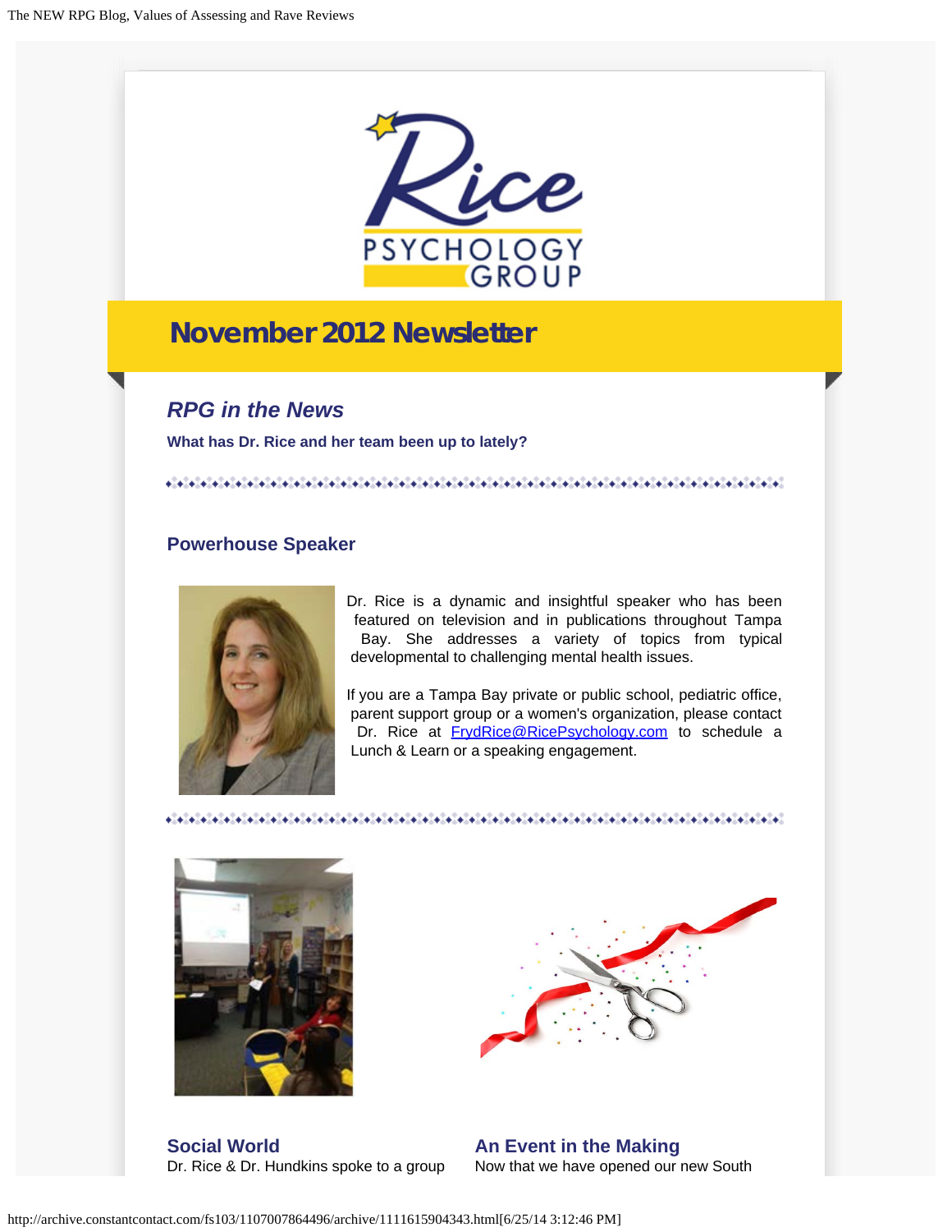# November 2012 Newsletter

## *RPG in the News*

**What has Dr. Rice and her team been up to lately?**

### Powerhouse Speaker

Dr. Rice is a dynamic and insightful speaker who has been featured on television and in publications throughout Tampa Bay. She addresses a variety of topics from typical developmental to challenging mental health issues.

If you are a Tampa Bay private or public school, pediatric office, parent support group or a women's organization, please contact Dr. Rice at FrydRice@RicePsychology.com to schedule a Lunch & Learn or a speaking engagement.

### Social World

Dr. Rice & Dr. Hundkins spoke to a group

### An Event in the Making

Now that we have opened our new South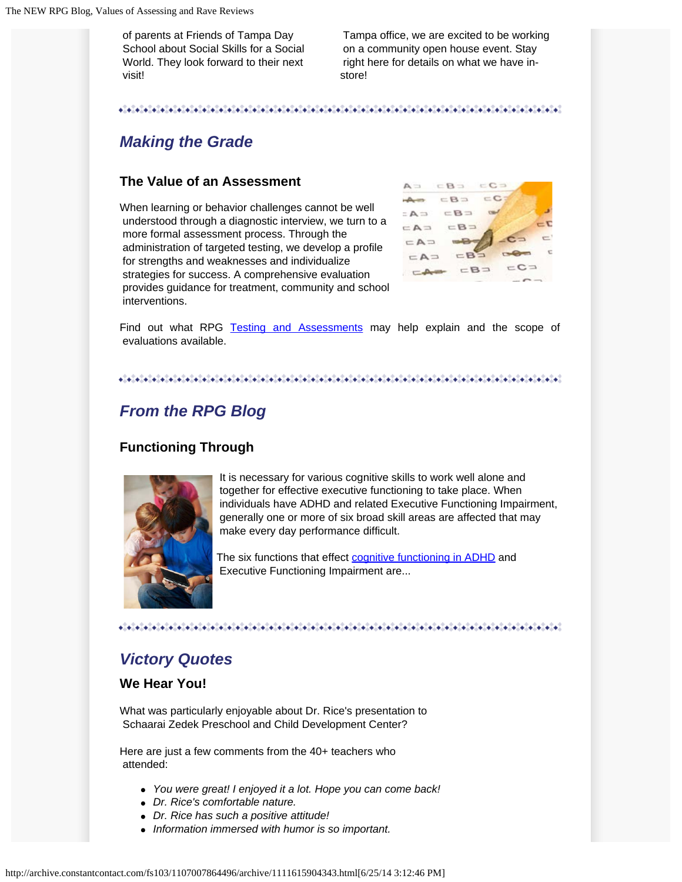of parents at Friends of Tampa Day School about Social Skills for a Social World. They look forward to their next visit!

Tampa office, we are excited to be working on a community open house event. Stay right here for details on what we have in-store!

## *Making the Grade*

### The Value of an Assessment

When learning or behavior challenges cannot be well understood through a diagnostic interview, we turn to a more formal assessment process. Through the administration of targeted testing, we develop a profile for strengths and weaknesses and individualize strategies for success. A comprehensive evaluation provides guidance for treatment, community and school interventions.

Find out what RPG Testing and Assessments may help explain and the scope of evaluations available.

## *From the RPG Blog*

### Functioning Through

It is necessary for various cognitive skills to work well alone and together for effective executive functioning to take place. When individuals have ADHD and related Executive Functioning Impairment, generally one or more of six broad skill areas are affected that may make every day performance difficult.

The six functions that effect cognitive functioning in ADHD and Executive Functioning Impairment are...

## *Victory Quotes*

### We Hear You!

What was particularly enjoyable about Dr. Rice's presentation to Schaarai Zedek Preschool and Child Development Center?

Here are just a few comments from the 40+ teachers who attended:

- *You were great! I enjoyed it a lot. Hope you can come back!*
- *Dr. Rice's comfortable nature.*
- *Dr. Rice has such a positive attitude!*
- *Information immersed with humor is so important.*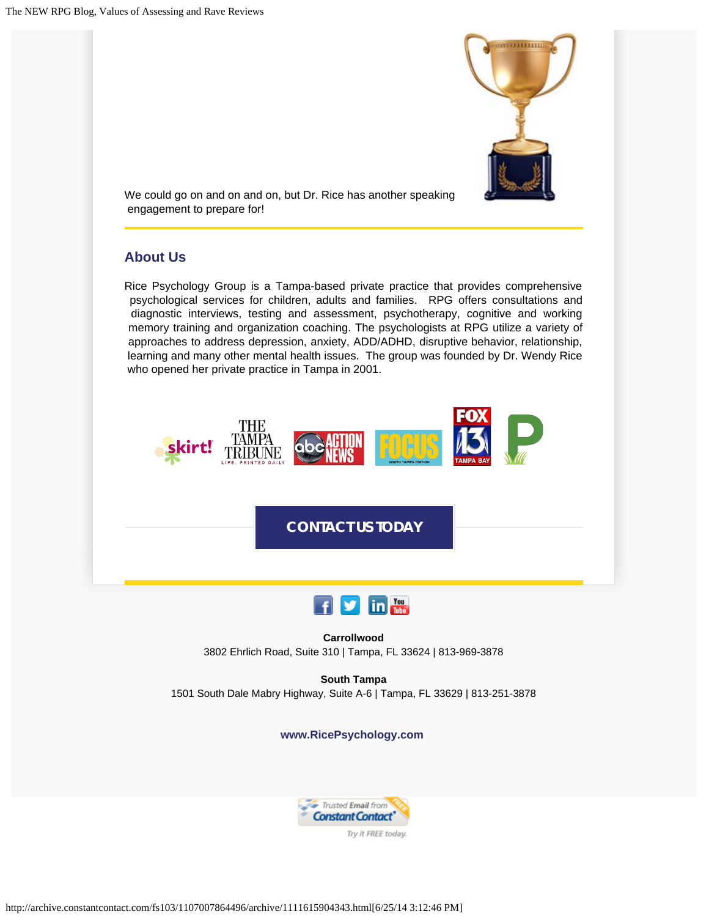We could go on and on and on, but Dr. Rice has another speaking engagement to prepare for!

## About Us

Rice Psychology Group is a Tampa-based private practice that provides comprehensive psychological services for children, adults and families. RPG offers consultations and diagnostic interviews, testing and assessment, psychotherapy, cognitive and working memory training and organization coaching. The psychologists at RPG utilize a variety of approaches to address depression, anxiety, ADD/ADHD, disruptive behavior, relationship, learning and many other mental health issues. The group was founded by Dr. Wendy Rice who opened her private practice in Tampa in 2001.

**CONTACT US TODAY**

**Carrollwood**
3802 Ehrlich Road, Suite 310 | Tampa, FL 33624 | 813-969-3878

**South Tampa**
1501 South Dale Mabry Highway, Suite A-6 | Tampa, FL 33629 | 813-251-3878

**www.RicePsychology.com**